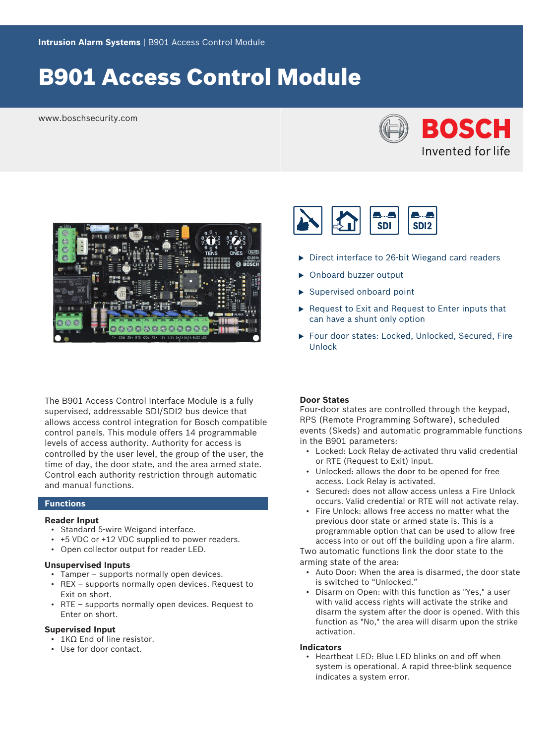Intrusion Alarm Systems | B901 Access Control Module

# B901 Access Control Module

www.boschsecurity.com

- Direct interface to 26-bit Wiegand card readers
- Onboard buzzer output
- Supervised onboard point
- Request to Exit and Request to Enter inputs that can have a shunt only option
- Four door states: Locked, Unlocked, Secured, Fire Unlock

The B901 Access Control Interface Module is a fully supervised, addressable SDI/SDI2 bus device that allows access control integration for Bosch compatible control panels. This module offers 14 programmable levels of access authority. Authority for access is controlled by the user level, the group of the user, the time of day, the door state, and the area armed state. Control each authority restriction through automatic and manual functions.

## Functions

### Reader Input

- Standard 5-wire Weigand interface.
- +5 VDC or +12 VDC supplied to power readers.
- Open collector output for reader LED.

### Unsupervised Inputs

- Tamper – supports normally open devices.
- REX – supports normally open devices. Request to Exit on short.
- RTE – supports normally open devices. Request to Enter on short.

### Supervised Input

- 1KΩ End of line resistor.
- Use for door contact.

### Door States

Four-door states are controlled through the keypad, RPS (Remote Programming Software), scheduled events (Skeds) and automatic programmable functions in the B901 parameters:

- Locked: Lock Relay de-activated thru valid credential or RTE (Request to Exit) input.
- Unlocked: allows the door to be opened for free access. Lock Relay is activated.
- Secured: does not allow access unless a Fire Unlock occurs. Valid credential or RTE will not activate relay.
- Fire Unlock: allows free access no matter what the previous door state or armed state is. This is a programmable option that can be used to allow free access into or out off the building upon a fire alarm.

Two automatic functions link the door state to the arming state of the area:

- Auto Door: When the area is disarmed, the door state is switched to “Unlocked.”
- Disarm on Open: with this function as "Yes," a user with valid access rights will activate the strike and disarm the system after the door is opened. With this function as "No," the area will disarm upon the strike activation.

### Indicators

- Heartbeat LED: Blue LED blinks on and off when system is operational. A rapid three-blink sequence indicates a system error.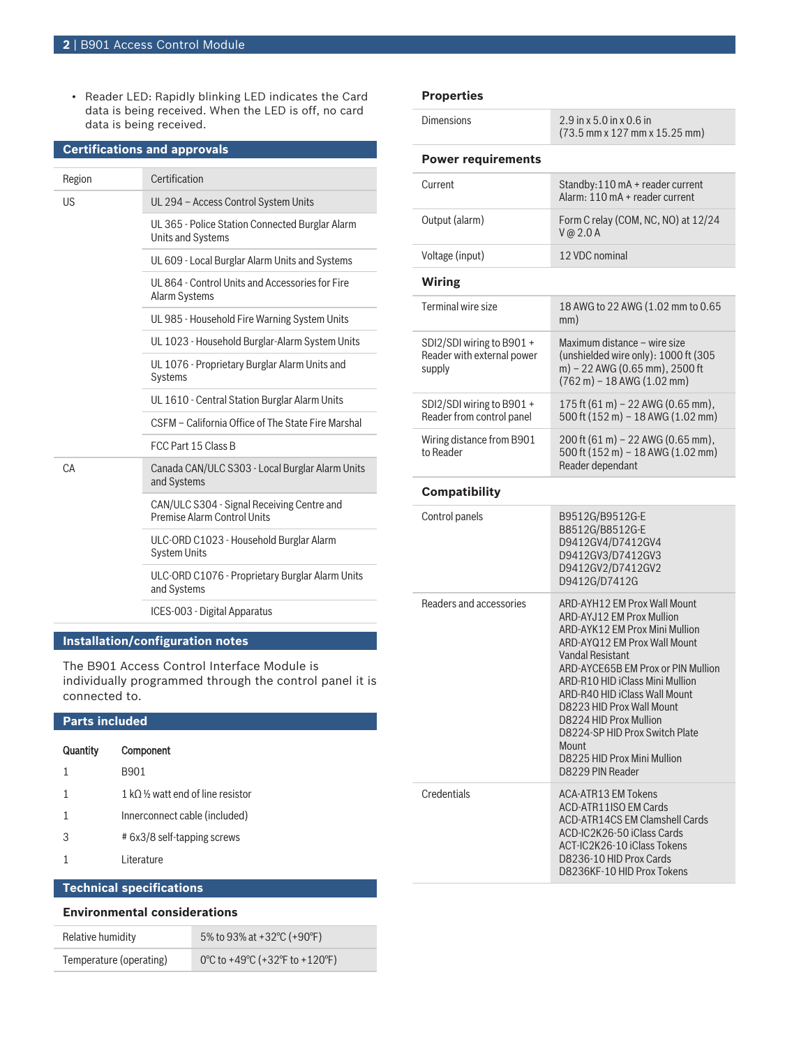- Reader LED: Rapidly blinking LED indicates the Card data is being received. When the LED is off, no card data is being received.

## Certifications and approvals

| Region | Certification |
| --- | --- |
| US | UL 294 – Access Control System Units |
| | UL 365 - Police Station Connected Burglar Alarm Units and Systems |
| | UL 609 - Local Burglar Alarm Units and Systems |
| | UL 864 - Control Units and Accessories for Fire Alarm Systems |
| | UL 985 - Household Fire Warning System Units |
| | UL 1023 - Household Burglar-Alarm System Units |
| | UL 1076 - Proprietary Burglar Alarm Units and Systems |
| | UL 1610 - Central Station Burglar Alarm Units |
| | CSFM – California Office of The State Fire Marshal |
| | FCC Part 15 Class B |
| CA | Canada CAN/ULC S303 - Local Burglar Alarm Units and Systems |
| | CAN/ULC S304 - Signal Receiving Centre and Premise Alarm Control Units |
| | ULC-ORD C1023 - Household Burglar Alarm System Units |
| | ULC-ORD C1076 - Proprietary Burglar Alarm Units and Systems |
| | ICES-003 - Digital Apparatus |

## Installation/configuration notes

The B901 Access Control Interface Module is individually programmed through the control panel it is connected to.

## Parts included

| Quantity | Component |
| --- | --- |
| 1 | B901 |
| 1 | 1 kΩ ½ watt end of line resistor |
| 1 | Innerconnect cable (included) |
| 3 | # 6x3/8 self-tapping screws |
| 1 | Literature |

## Technical specifications

### Environmental considerations

| | |
| --- | --- |
| Relative humidity | 5% to 93% at +32°C (+90°F) |
| Temperature (operating) | 0°C to +49°C (+32°F to +120°F) |

### Properties

| | |
| --- | --- |
| Dimensions | 2.9 in x 5.0 in x 0.6 in (73.5 mm x 127 mm x 15.25 mm) |

### Power requirements

| | |
| --- | --- |
| Current | Standby:110 mA + reader current<br>Alarm: 110 mA + reader current |
| Output (alarm) | Form C relay (COM, NC, NO) at 12/24 V @ 2.0 A |
| Voltage (input) | 12 VDC nominal |

### Wiring

| | |
| --- | --- |
| Terminal wire size | 18 AWG to 22 AWG (1.02 mm to 0.65 mm) |
| SDI2/SDI wiring to B901 + Reader with external power supply | Maximum distance – wire size (unshielded wire only): 1000 ft (305 m) – 22 AWG (0.65 mm), 2500 ft (762 m) – 18 AWG (1.02 mm) |
| SDI2/SDI wiring to B901 + Reader from control panel | 175 ft (61 m) – 22 AWG (0.65 mm), 500 ft (152 m) – 18 AWG (1.02 mm) |
| Wiring distance from B901 to Reader | 200 ft (61 m) – 22 AWG (0.65 mm), 500 ft (152 m) – 18 AWG (1.02 mm) Reader dependant |

### Compatibility

| | |
| --- | --- |
| Control panels | B9512G/B9512G-E<br>B8512G/B8512G-E<br>D9412GV4/D7412GV4<br>D9412GV3/D7412GV3<br>D9412GV2/D7412GV2<br>D9412G/D7412G |
| Readers and accessories | ARD-AYH12 EM Prox Wall Mount<br>ARD-AYJ12 EM Prox Mullion<br>ARD-AYK12 EM Prox Mini Mullion<br>ARD-AYQ12 EM Prox Wall Mount Vandal Resistant<br>ARD-AYCE65B EM Prox or PIN Mullion<br>ARD-R10 HID iClass Mini Mullion<br>ARD-R40 HID iClass Wall Mount<br>D8223 HID Prox Wall Mount<br>D8224 HID Prox Mullion<br>D8224-SP HID Prox Switch Plate Mount<br>D8225 HID Prox Mini Mullion<br>D8229 PIN Reader |
| Credentials | ACA-ATR13 EM Tokens<br>ACD-ATR11ISO EM Cards<br>ACD-ATR14CS EM Clamshell Cards<br>ACD-IC2K26-50 iClass Cards<br>ACT-IC2K26-10 iClass Tokens<br>D8236-10 HID Prox Cards<br>D8236KF-10 HID Prox Tokens |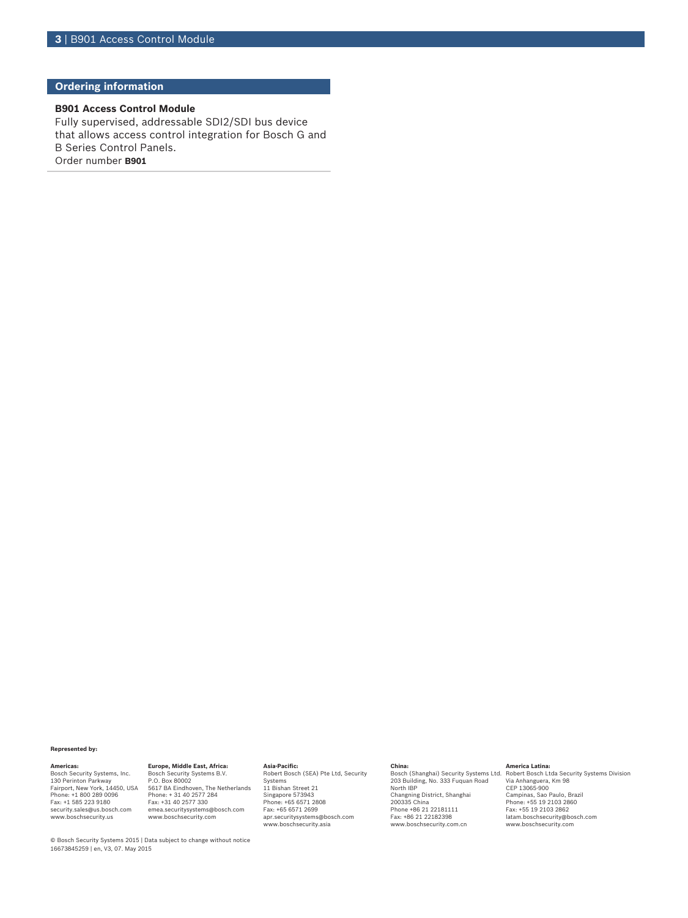## Ordering information

**B901 Access Control Module**
Fully supervised, addressable SDI2/SDI bus device that allows access control integration for Bosch G and B Series Control Panels.
Order number **B901**

**Represented by:**

**Americas:**
Bosch Security Systems, Inc.
130 Perinton Parkway
Fairport, New York, 14450, USA
Phone: +1 800 289 0096
Fax: +1 585 223 9180
security.sales@us.bosch.com
www.boschsecurity.us

**Europe, Middle East, Africa:**
Bosch Security Systems B.V.
P.O. Box 80002
5617 BA Eindhoven, The Netherlands
Phone: + 31 40 2577 284
Fax: +31 40 2577 330
emea.securitysystems@bosch.com
www.boschsecurity.com

**Asia-Pacific:**
Robert Bosch (SEA) Pte Ltd, Security Systems
11 Bishan Street 21
Singapore 573943
Phone: +65 6571 2808
Fax: +65 6571 2699
apr.securitysystems@bosch.com
www.boschsecurity.asia

**China:**
Bosch (Shanghai) Security Systems Ltd.
203 Building, No. 333 Fuquan Road
North IBP
Changning District, Shanghai
200335 China
Phone +86 21 22181111
Fax: +86 21 22182398
www.boschsecurity.com.cn

**America Latina:**
Robert Bosch Ltda Security Systems Division
Via Anhanguera, Km 98
CEP 13065-900
Campinas, Sao Paulo, Brazil
Phone: +55 19 2103 2860
Fax: +55 19 2103 2862
latam.boschsecurity@bosch.com
www.boschsecurity.com

© Bosch Security Systems 2015 | Data subject to change without notice
16673845259 | en, V3, 07. May 2015